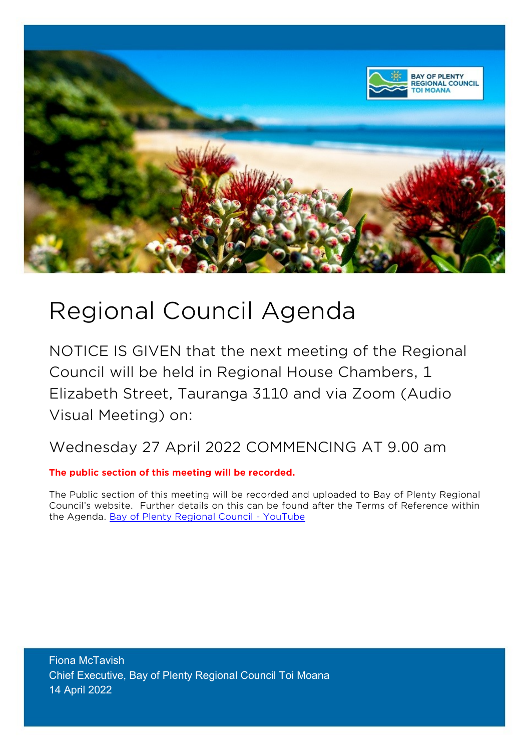# Regional Council Agenda

NOTICE IS GIVEN that the next meeting of the Regional Council will be held in Regional House Chambers, 1 Elizabeth Street, Tauranga 3110 and via Zoom (Audio Visual Meeting) on:

## Wednesday 27 April 2022 COMMENCING AT 9.00 am

**The public section of this meeting will be recorded.**

The Public section of this meeting will be recorded and uploaded to Bay of Plenty Regional Council's website. Further details on this can be found after the Terms of Reference within the Agenda. Bay of Plenty Regional Council - YouTube

Fiona McTavish
Chief Executive, Bay of Plenty Regional Council Toi Moana
14 April 2022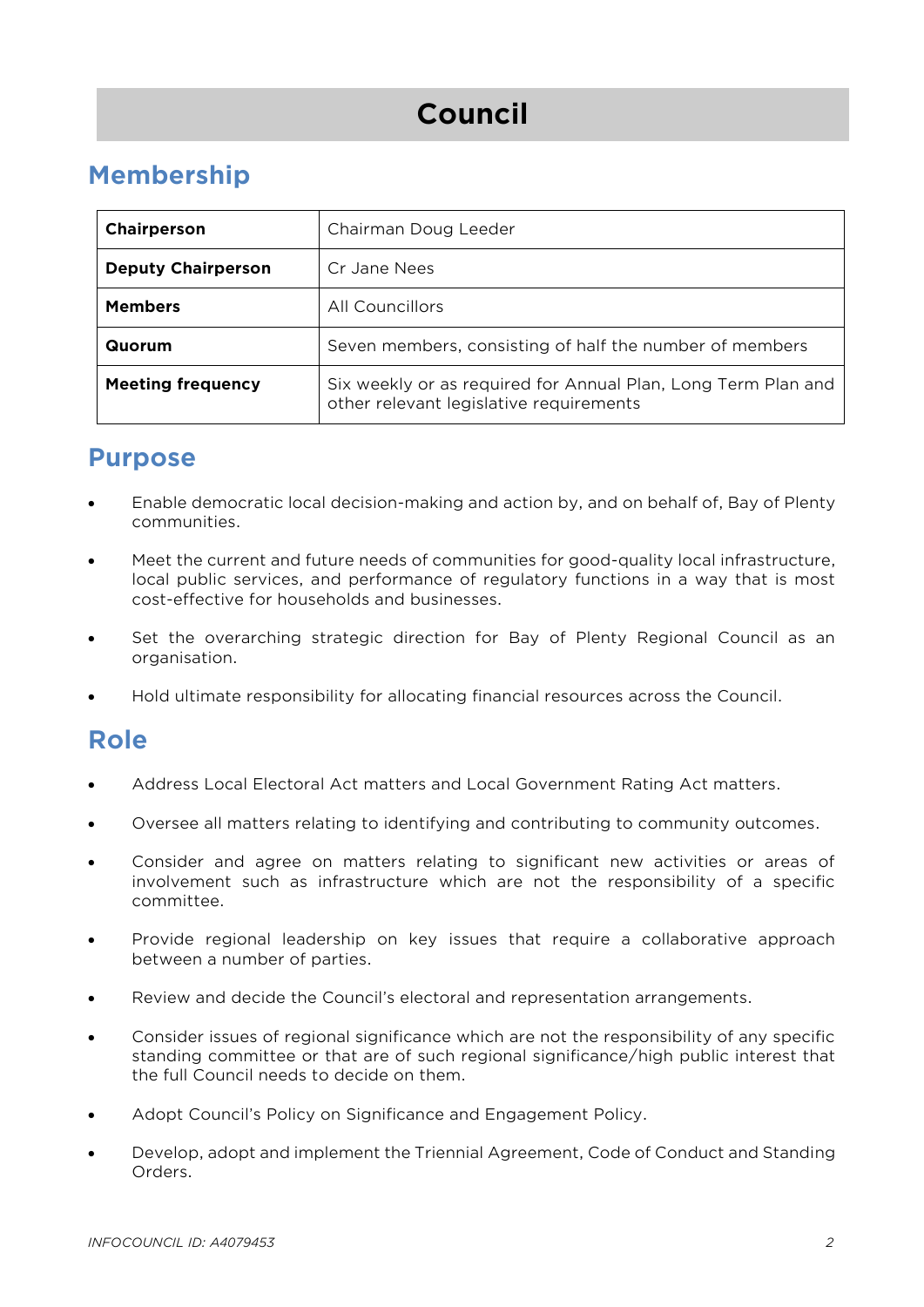# Council

## Membership

| | |
|---|---|
| **Chairperson** | Chairman Doug Leeder |
| **Deputy Chairperson** | Cr Jane Nees |
| **Members** | All Councillors |
| **Quorum** | Seven members, consisting of half the number of members |
| **Meeting frequency** | Six weekly or as required for Annual Plan, Long Term Plan and other relevant legislative requirements |

## Purpose

- Enable democratic local decision-making and action by, and on behalf of, Bay of Plenty communities.
- Meet the current and future needs of communities for good-quality local infrastructure, local public services, and performance of regulatory functions in a way that is most cost-effective for households and businesses.
- Set the overarching strategic direction for Bay of Plenty Regional Council as an organisation.
- Hold ultimate responsibility for allocating financial resources across the Council.

## Role

- Address Local Electoral Act matters and Local Government Rating Act matters.
- Oversee all matters relating to identifying and contributing to community outcomes.
- Consider and agree on matters relating to significant new activities or areas of involvement such as infrastructure which are not the responsibility of a specific committee.
- Provide regional leadership on key issues that require a collaborative approach between a number of parties.
- Review and decide the Council's electoral and representation arrangements.
- Consider issues of regional significance which are not the responsibility of any specific standing committee or that are of such regional significance/high public interest that the full Council needs to decide on them.
- Adopt Council's Policy on Significance and Engagement Policy.
- Develop, adopt and implement the Triennial Agreement, Code of Conduct and Standing Orders.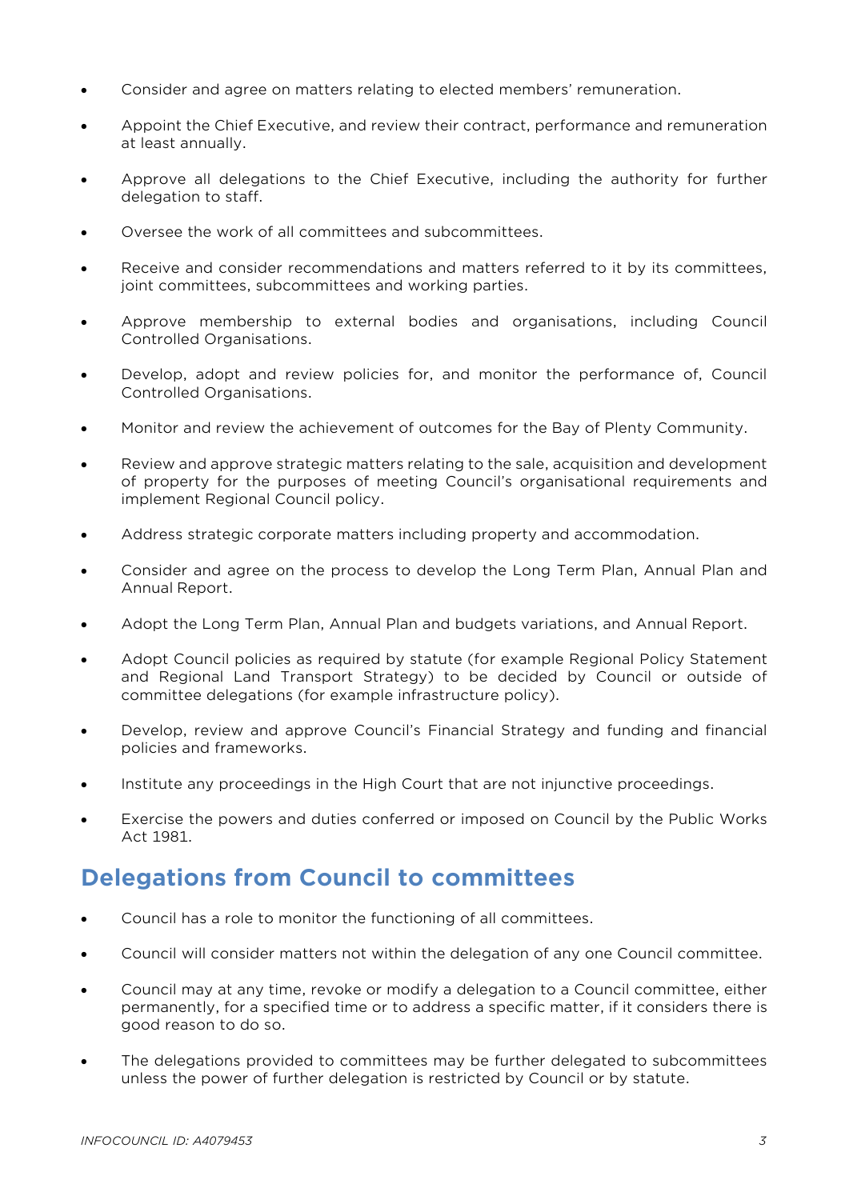- Consider and agree on matters relating to elected members' remuneration.
- Appoint the Chief Executive, and review their contract, performance and remuneration at least annually.
- Approve all delegations to the Chief Executive, including the authority for further delegation to staff.
- Oversee the work of all committees and subcommittees.
- Receive and consider recommendations and matters referred to it by its committees, joint committees, subcommittees and working parties.
- Approve membership to external bodies and organisations, including Council Controlled Organisations.
- Develop, adopt and review policies for, and monitor the performance of, Council Controlled Organisations.
- Monitor and review the achievement of outcomes for the Bay of Plenty Community.
- Review and approve strategic matters relating to the sale, acquisition and development of property for the purposes of meeting Council's organisational requirements and implement Regional Council policy.
- Address strategic corporate matters including property and accommodation.
- Consider and agree on the process to develop the Long Term Plan, Annual Plan and Annual Report.
- Adopt the Long Term Plan, Annual Plan and budgets variations, and Annual Report.
- Adopt Council policies as required by statute (for example Regional Policy Statement and Regional Land Transport Strategy) to be decided by Council or outside of committee delegations (for example infrastructure policy).
- Develop, review and approve Council's Financial Strategy and funding and financial policies and frameworks.
- Institute any proceedings in the High Court that are not injunctive proceedings.
- Exercise the powers and duties conferred or imposed on Council by the Public Works Act 1981.

## Delegations from Council to committees

- Council has a role to monitor the functioning of all committees.
- Council will consider matters not within the delegation of any one Council committee.
- Council may at any time, revoke or modify a delegation to a Council committee, either permanently, for a specified time or to address a specific matter, if it considers there is good reason to do so.
- The delegations provided to committees may be further delegated to subcommittees unless the power of further delegation is restricted by Council or by statute.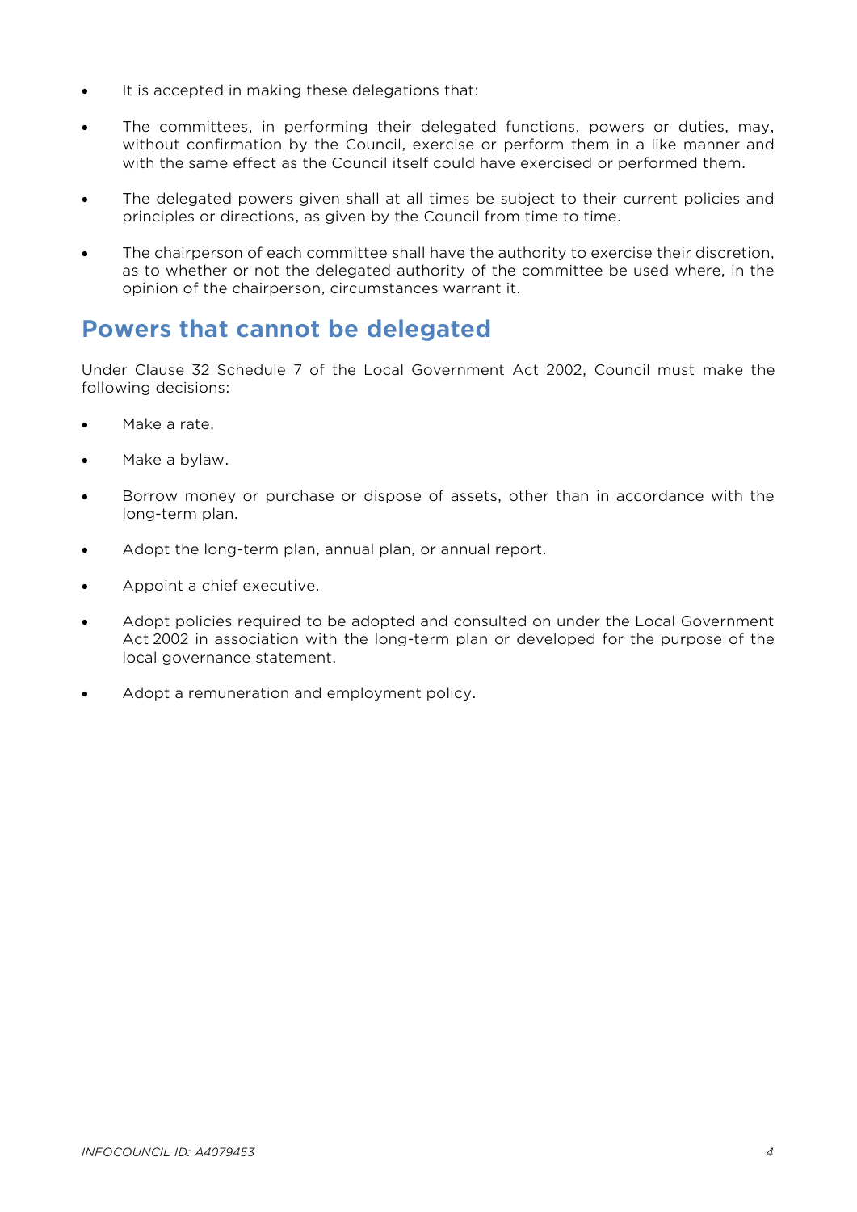- It is accepted in making these delegations that:
- The committees, in performing their delegated functions, powers or duties, may, without confirmation by the Council, exercise or perform them in a like manner and with the same effect as the Council itself could have exercised or performed them.
- The delegated powers given shall at all times be subject to their current policies and principles or directions, as given by the Council from time to time.
- The chairperson of each committee shall have the authority to exercise their discretion, as to whether or not the delegated authority of the committee be used where, in the opinion of the chairperson, circumstances warrant it.

## Powers that cannot be delegated

Under Clause 32 Schedule 7 of the Local Government Act 2002, Council must make the following decisions:

- Make a rate.
- Make a bylaw.
- Borrow money or purchase or dispose of assets, other than in accordance with the long-term plan.
- Adopt the long-term plan, annual plan, or annual report.
- Appoint a chief executive.
- Adopt policies required to be adopted and consulted on under the Local Government Act 2002 in association with the long-term plan or developed for the purpose of the local governance statement.
- Adopt a remuneration and employment policy.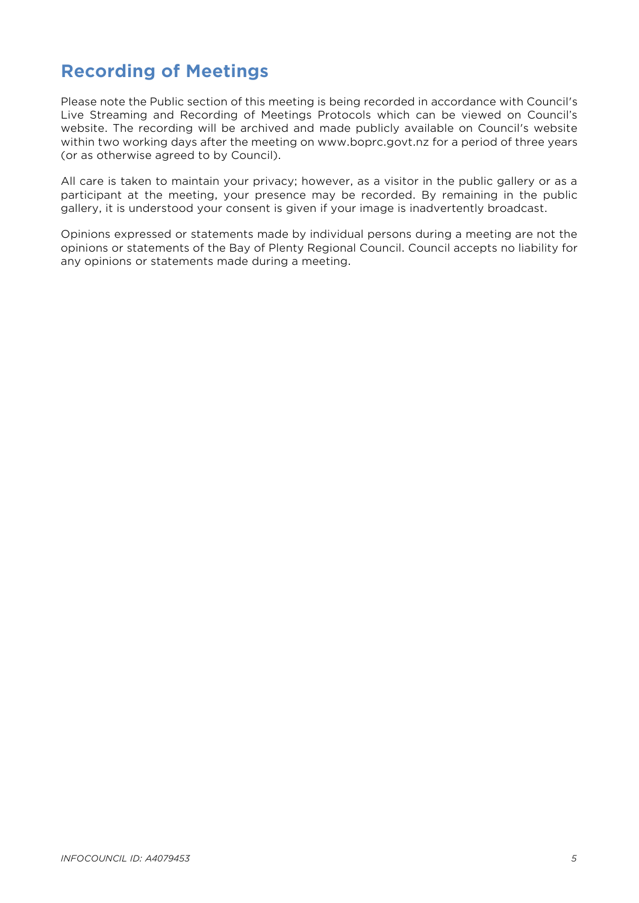## Recording of Meetings

Please note the Public section of this meeting is being recorded in accordance with Council's Live Streaming and Recording of Meetings Protocols which can be viewed on Council's website. The recording will be archived and made publicly available on Council's website within two working days after the meeting on www.boprc.govt.nz for a period of three years (or as otherwise agreed to by Council).

All care is taken to maintain your privacy; however, as a visitor in the public gallery or as a participant at the meeting, your presence may be recorded. By remaining in the public gallery, it is understood your consent is given if your image is inadvertently broadcast.

Opinions expressed or statements made by individual persons during a meeting are not the opinions or statements of the Bay of Plenty Regional Council. Council accepts no liability for any opinions or statements made during a meeting.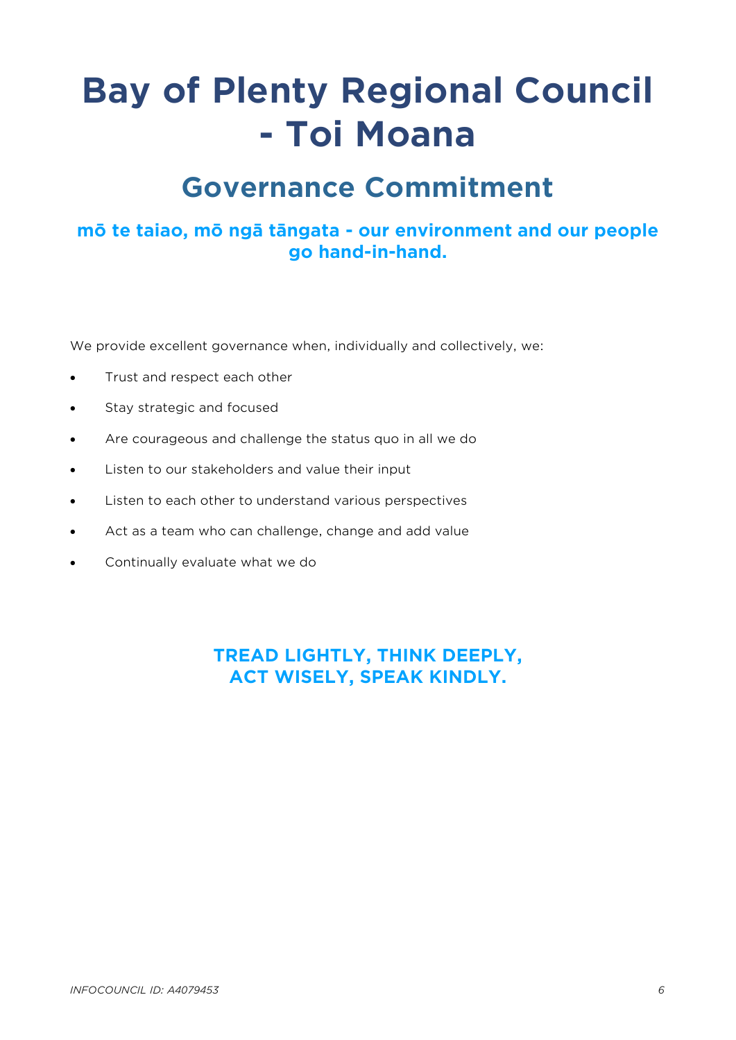# Bay of Plenty Regional Council - Toi Moana

## Governance Commitment

### mō te taiao, mō ngā tāngata - our environment and our people go hand-in-hand.

We provide excellent governance when, individually and collectively, we:

- Trust and respect each other
- Stay strategic and focused
- Are courageous and challenge the status quo in all we do
- Listen to our stakeholders and value their input
- Listen to each other to understand various perspectives
- Act as a team who can challenge, change and add value
- Continually evaluate what we do

**TREAD LIGHTLY, THINK DEEPLY,
ACT WISELY, SPEAK KINDLY.**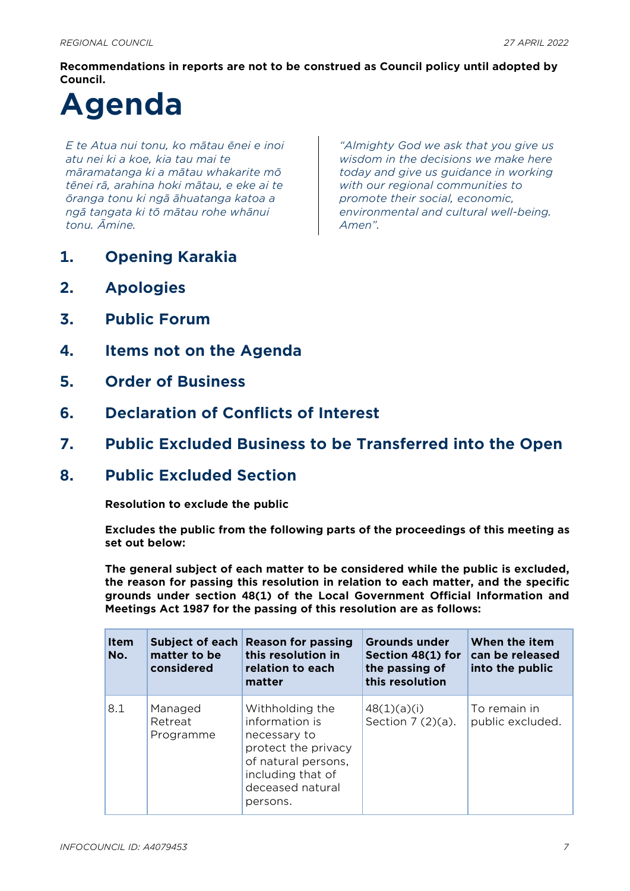**Recommendations in reports are not to be construed as Council policy until adopted by Council.**

# Agenda

*E te Atua nui tonu, ko mātau ēnei e inoi atu nei ki a koe, kia tau mai te māramatanga ki a mātau whakarite mō tēnei rā, arahina hoki mātau, e eke ai te ōranga tonu ki ngā āhuatanga katoa a ngā tangata ki tō mātau rohe whānui tonu. Āmine.*

*"Almighty God we ask that you give us wisdom in the decisions we make here today and give us guidance in working with our regional communities to promote their social, economic, environmental and cultural well-being. Amen".*

## 1. Opening Karakia

## 2. Apologies

## 3. Public Forum

## 4. Items not on the Agenda

## 5. Order of Business

## 6. Declaration of Conflicts of Interest

## 7. Public Excluded Business to be Transferred into the Open

## 8. Public Excluded Section

**Resolution to exclude the public**

**Excludes the public from the following parts of the proceedings of this meeting as set out below:**

**The general subject of each matter to be considered while the public is excluded, the reason for passing this resolution in relation to each matter, and the specific grounds under section 48(1) of the Local Government Official Information and Meetings Act 1987 for the passing of this resolution are as follows:**

| Item No. | Subject of each matter to be considered | Reason for passing this resolution in relation to each matter | Grounds under Section 48(1) for the passing of this resolution | When the item can be released into the public |
|---|---|---|---|---|
| 8.1 | Managed Retreat Programme | Withholding the information is necessary to protect the privacy of natural persons, including that of deceased natural persons. | 48(1)(a)(i) Section 7 (2)(a). | To remain in public excluded. |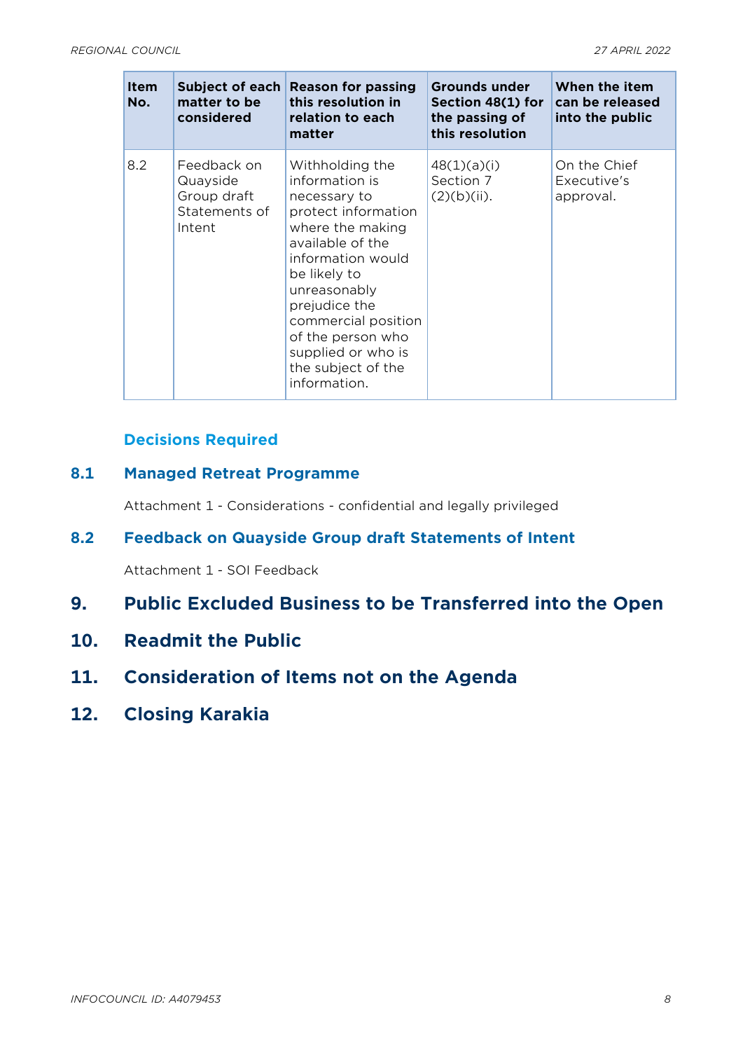| Item No. | Subject of each matter to be considered | Reason for passing this resolution in relation to each matter | Grounds under Section 48(1) for the passing of this resolution | When the item can be released into the public |
|---|---|---|---|---|
| 8.2 | Feedback on Quayside Group draft Statements of Intent | Withholding the information is necessary to protect information where the making available of the information would be likely to unreasonably prejudice the commercial position of the person who supplied or who is the subject of the information. | 48(1)(a)(i) Section 7 (2)(b)(ii). | On the Chief Executive's approval. |

### Decisions Required

## 8.1 Managed Retreat Programme

Attachment 1 - Considerations - confidential and legally privileged

## 8.2 Feedback on Quayside Group draft Statements of Intent

Attachment 1 - SOI Feedback

# 9. Public Excluded Business to be Transferred into the Open

# 10. Readmit the Public

# 11. Consideration of Items not on the Agenda

# 12. Closing Karakia